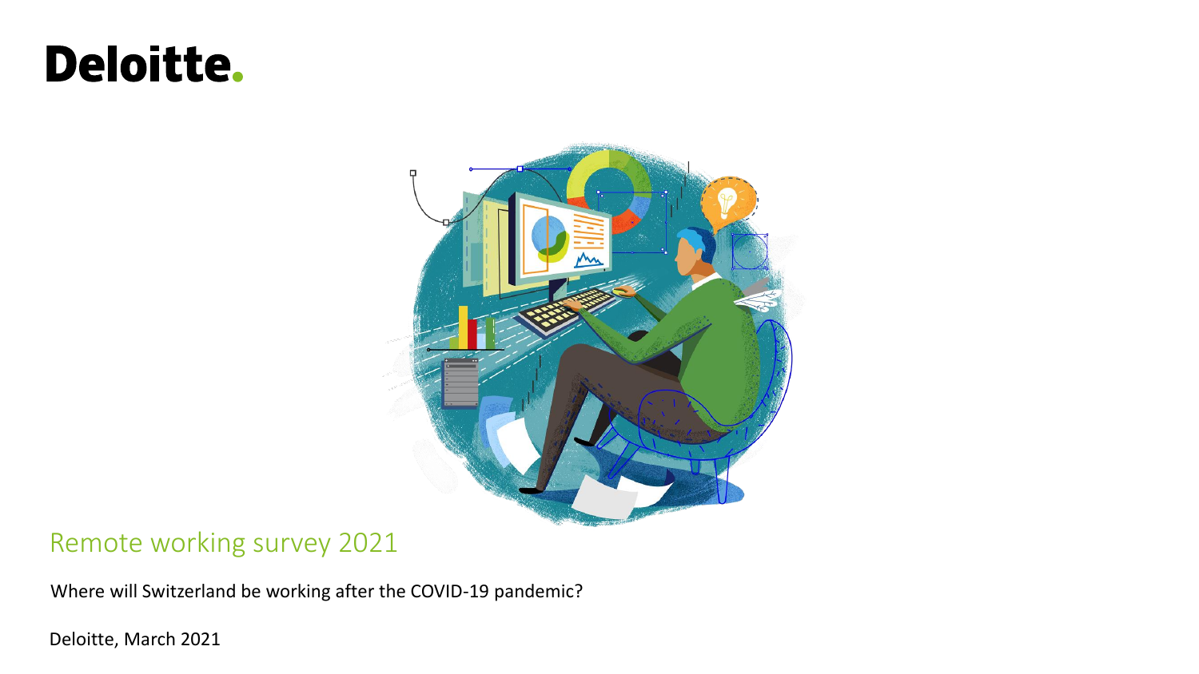Deloitte.

# Remote working survey 2021

Where will Switzerland be working after the COVID-19 pandemic?

Deloitte, March 2021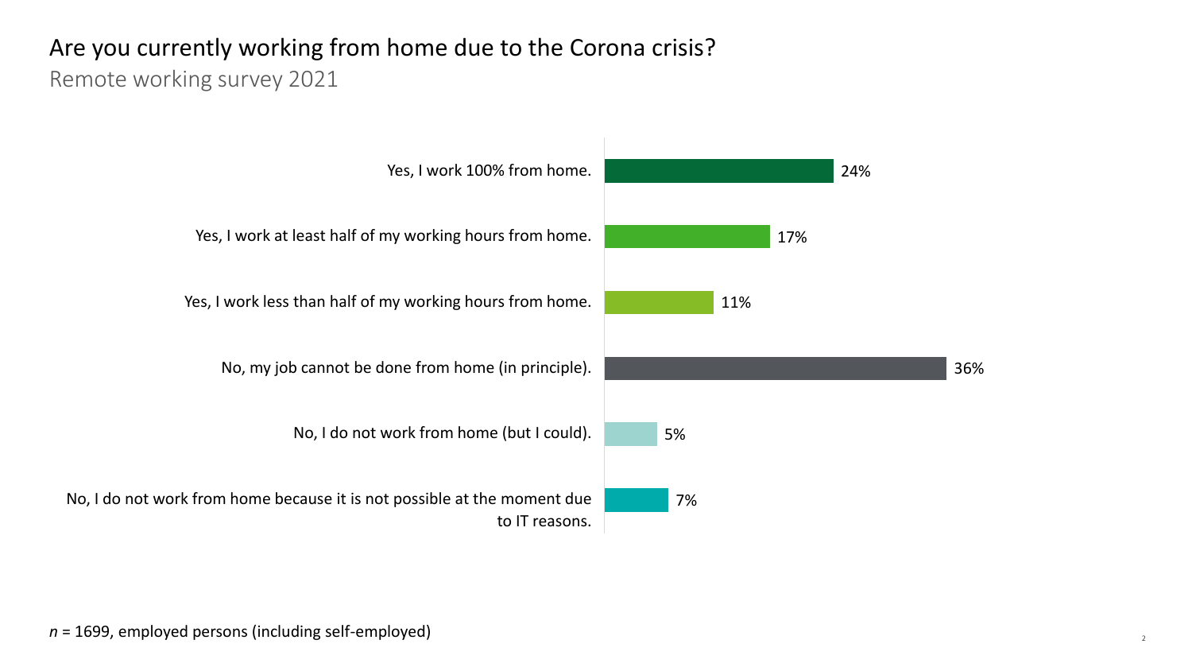# Are you currently working from home due to the Corona crisis?

Remote working survey 2021

| Response | Share |
| --- | --- |
| Yes, I work 100% from home. | 24% |
| Yes, I work at least half of my working hours from home. | 17% |
| Yes, I work less than half of my working hours from home. | 11% |
| No, my job cannot be done from home (in principle). | 36% |
| No, I do not work from home (but I could). | 5% |
| No, I do not work from home because it is not possible at the moment due to IT reasons. | 7% |

*n* = 1699, employed persons (including self-employed)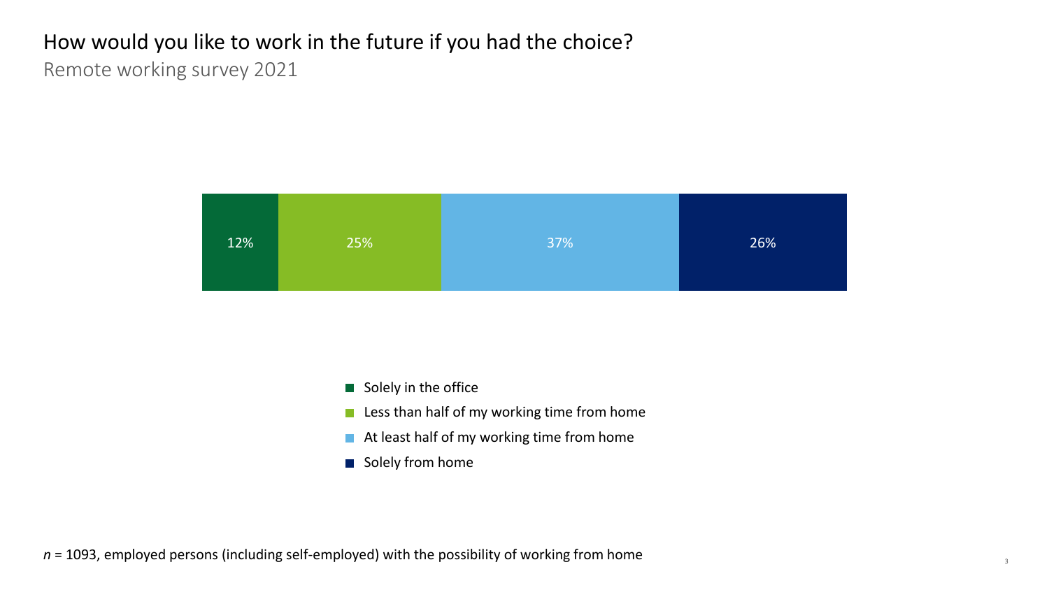# How would you like to work in the future if you had the choice?

Remote working survey 2021

| Solely in the office | Less than half of my working time from home | At least half of my working time from home | Solely from home |
|---|---|---|---|
| 12% | 25% | 37% | 26% |

*n* = 1093, employed persons (including self-employed) with the possibility of working from home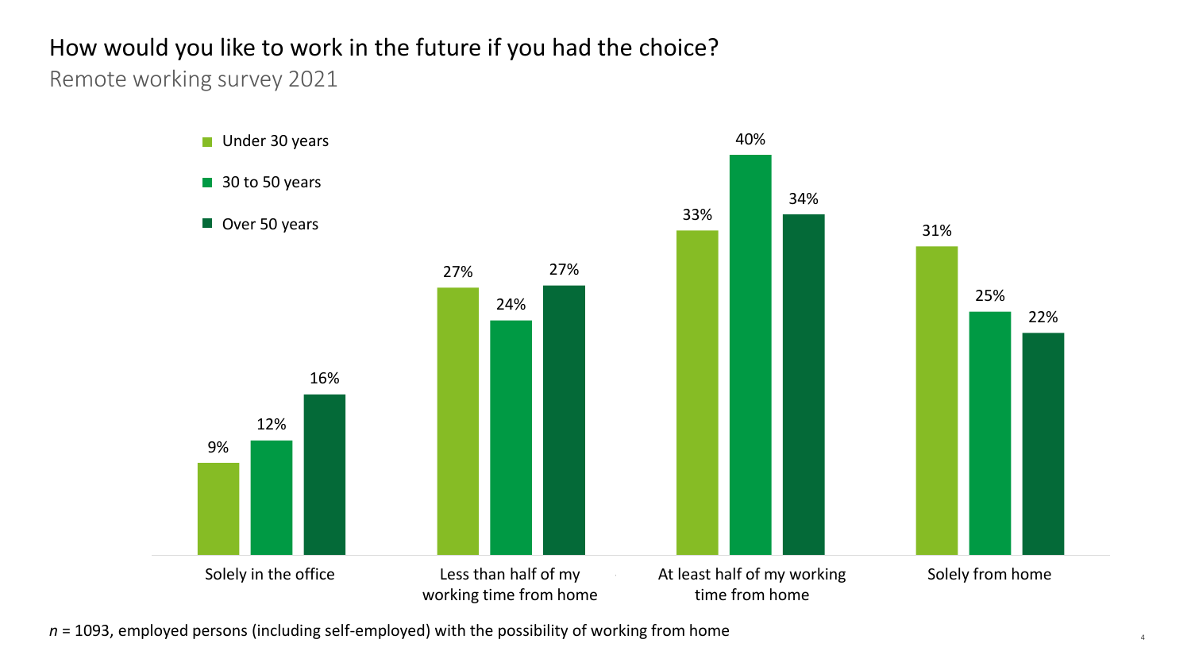# How would you like to work in the future if you had the choice?

Remote working survey 2021

| | Under 30 years | 30 to 50 years | Over 50 years |
|---|---|---|---|
| Solely in the office | 9% | 12% | 16% |
| Less than half of my working time from home | 27% | 24% | 27% |
| At least half of my working time from home | 33% | 40% | 34% |
| Solely from home | 31% | 25% | 22% |

*n* = 1093, employed persons (including self-employed) with the possibility of working from home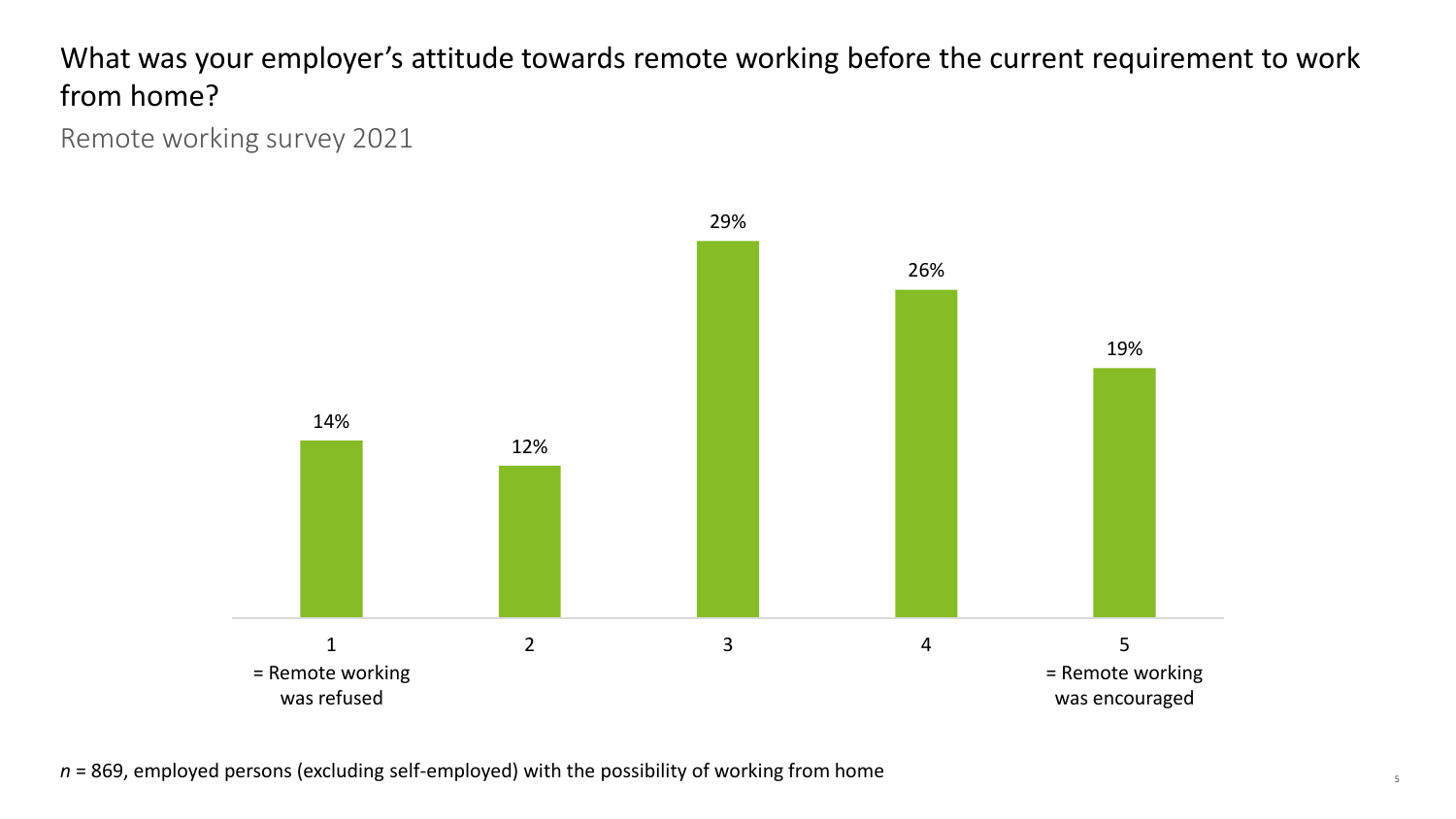# What was your employer's attitude towards remote working before the current requirement to work from home?

Remote working survey 2021

| 1 = Remote working was refused | 2 | 3 | 4 | 5 = Remote working was encouraged |
|---|---|---|---|---|
| 14% | 12% | 29% | 26% | 19% |

*n* = 869, employed persons (excluding self-employed) with the possibility of working from home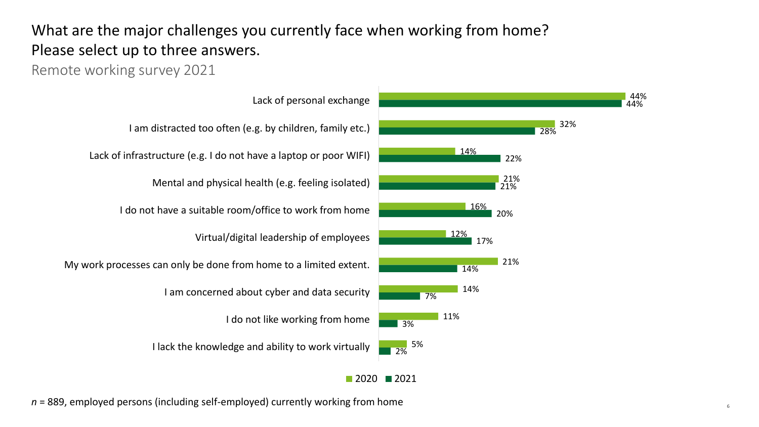# What are the major challenges you currently face when working from home? Please select up to three answers.

Remote working survey 2021

| Challenge | 2020 | 2021 |
| --- | --- | --- |
| Lack of personal exchange | 44% | 44% |
| I am distracted too often (e.g. by children, family etc.) | 32% | 28% |
| Lack of infrastructure (e.g. I do not have a laptop or poor WIFI) | 14% | 22% |
| Mental and physical health (e.g. feeling isolated) | 21% | 21% |
| I do not have a suitable room/office to work from home | 16% | 20% |
| Virtual/digital leadership of employees | 12% | 17% |
| My work processes can only be done from home to a limited extent. | 21% | 14% |
| I am concerned about cyber and data security | 14% | 7% |
| I do not like working from home | 11% | 3% |
| I lack the knowledge and ability to work virtually | 5% | 2% |

*n* = 889, employed persons (including self-employed) currently working from home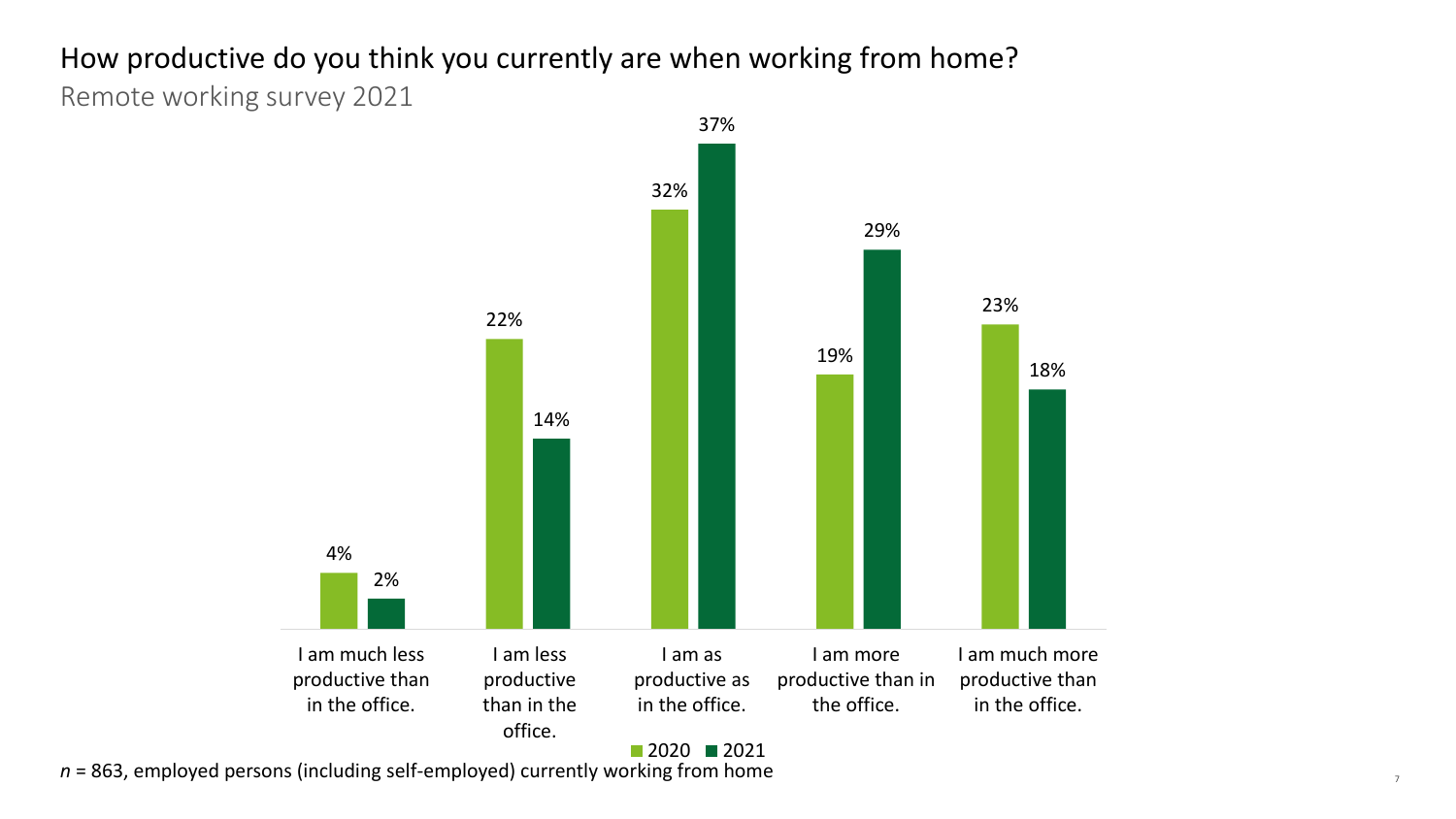# How productive do you think you currently are when working from home?

Remote working survey 2021

| | 2020 | 2021 |
|---|---|---|
| I am much less productive than in the office. | 4% | 2% |
| I am less productive than in the office. | 22% | 14% |
| I am as productive as in the office. | 32% | 37% |
| I am more productive than in the office. | 19% | 29% |
| I am much more productive than in the office. | 23% | 18% |

*n* = 863, employed persons (including self-employed) currently working from home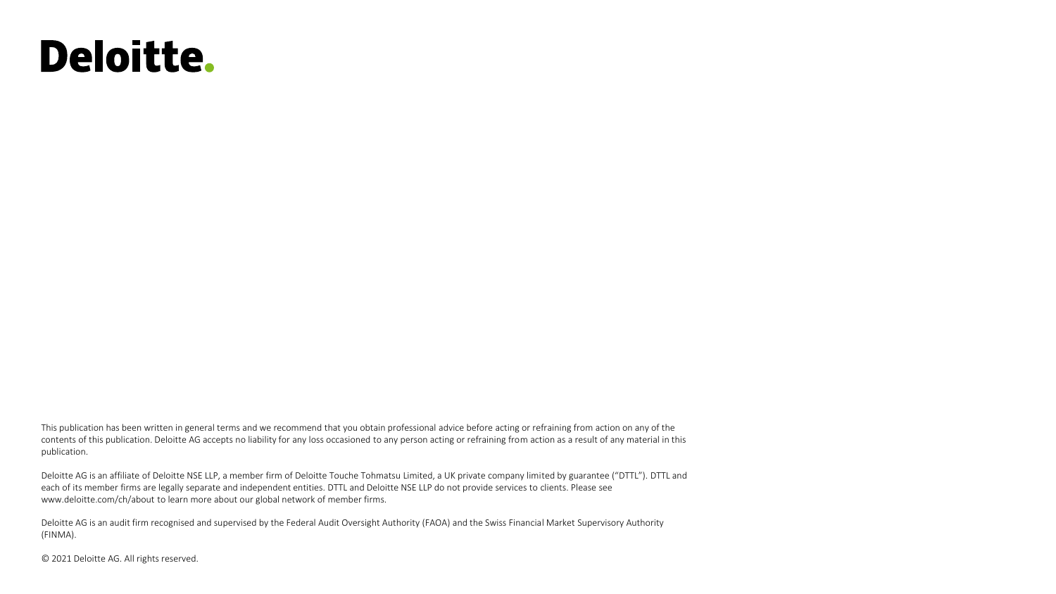# Deloitte.

This publication has been written in general terms and we recommend that you obtain professional advice before acting or refraining from action on any of the contents of this publication. Deloitte AG accepts no liability for any loss occasioned to any person acting or refraining from action as a result of any material in this publication.

Deloitte AG is an affiliate of Deloitte NSE LLP, a member firm of Deloitte Touche Tohmatsu Limited, a UK private company limited by guarantee ("DTTL"). DTTL and each of its member firms are legally separate and independent entities. DTTL and Deloitte NSE LLP do not provide services to clients. Please see www.deloitte.com/ch/about to learn more about our global network of member firms.

Deloitte AG is an audit firm recognised and supervised by the Federal Audit Oversight Authority (FAOA) and the Swiss Financial Market Supervisory Authority (FINMA).

© 2021 Deloitte AG. All rights reserved.